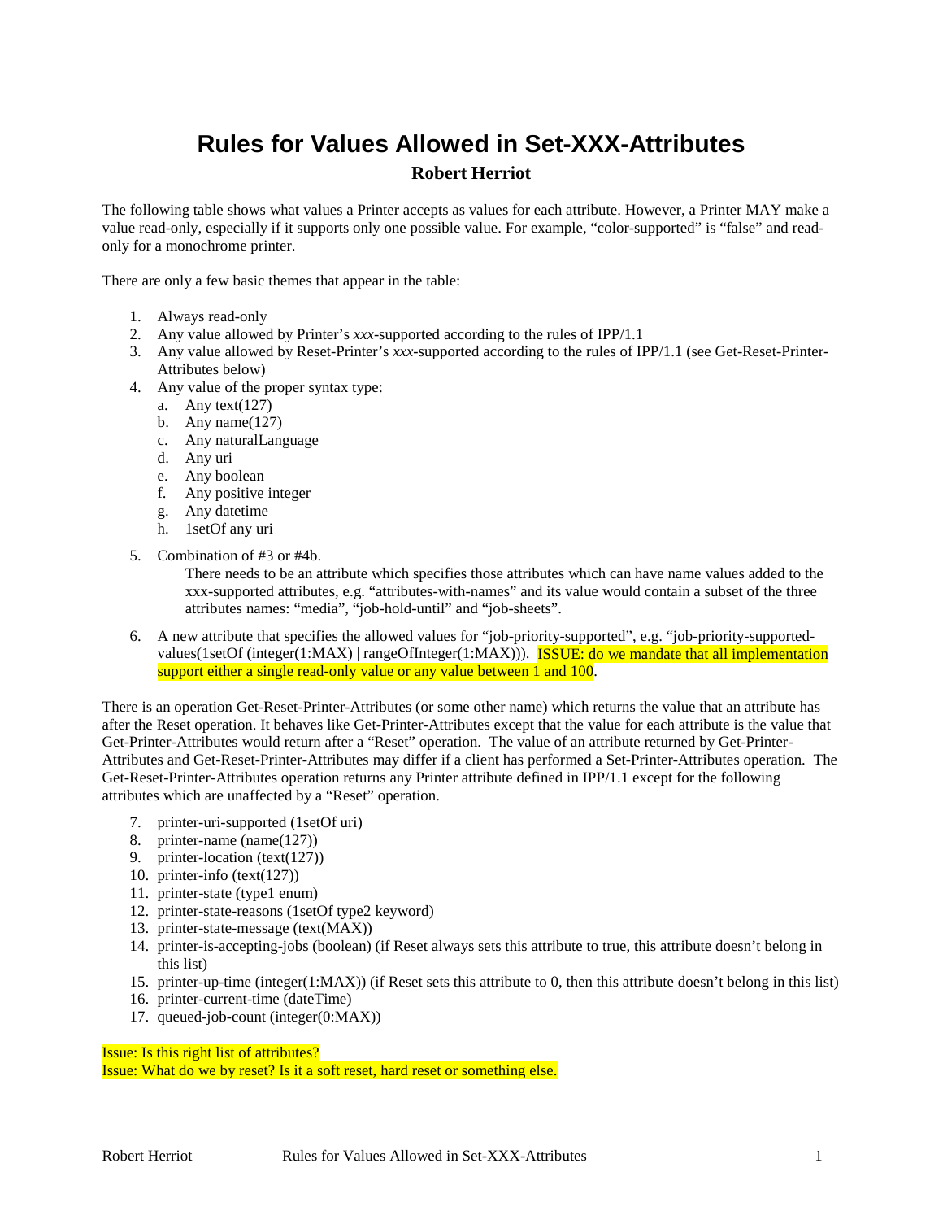# Rules for Values Allowed in Set-XXX-Attributes

**Robert Herriot**

The following table shows what values a Printer accepts as values for each attribute. However, a Printer MAY make a value read-only, especially if it supports only one possible value. For example, "color-supported" is "false" and read-only for a monochrome printer.

There are only a few basic themes that appear in the table:

1. Always read-only
2. Any value allowed by Printer's *xxx*-supported according to the rules of IPP/1.1
3. Any value allowed by Reset-Printer's *xxx*-supported according to the rules of IPP/1.1 (see Get-Reset-Printer-Attributes below)
4. Any value of the proper syntax type:
   a. Any text(127)
   b. Any name(127)
   c. Any naturalLanguage
   d. Any uri
   e. Any boolean
   f. Any positive integer
   g. Any datetime
   h. 1setOf any uri
5. Combination of #3 or #4b.

   There needs to be an attribute which specifies those attributes which can have name values added to the xxx-supported attributes, e.g. "attributes-with-names" and its value would contain a subset of the three attributes names: "media", "job-hold-until" and "job-sheets".
6. A new attribute that specifies the allowed values for "job-priority-supported", e.g. "job-priority-supported-values(1setOf (integer(1:MAX) | rangeOfInteger(1:MAX))). ISSUE: do we mandate that all implementation support either a single read-only value or any value between 1 and 100.

There is an operation Get-Reset-Printer-Attributes (or some other name) which returns the value that an attribute has after the Reset operation. It behaves like Get-Printer-Attributes except that the value for each attribute is the value that Get-Printer-Attributes would return after a "Reset" operation. The value of an attribute returned by Get-Printer-Attributes and Get-Reset-Printer-Attributes may differ if a client has performed a Set-Printer-Attributes operation. The Get-Reset-Printer-Attributes operation returns any Printer attribute defined in IPP/1.1 except for the following attributes which are unaffected by a "Reset" operation.

7. printer-uri-supported (1setOf uri)
8. printer-name (name(127))
9. printer-location (text(127))
10. printer-info (text(127))
11. printer-state (type1 enum)
12. printer-state-reasons (1setOf type2 keyword)
13. printer-state-message (text(MAX))
14. printer-is-accepting-jobs (boolean) (if Reset always sets this attribute to true, this attribute doesn't belong in this list)
15. printer-up-time (integer(1:MAX)) (if Reset sets this attribute to 0, then this attribute doesn't belong in this list)
16. printer-current-time (dateTime)
17. queued-job-count (integer(0:MAX))

Issue: Is this right list of attributes?
Issue: What do we by reset? Is it a soft reset, hard reset or something else.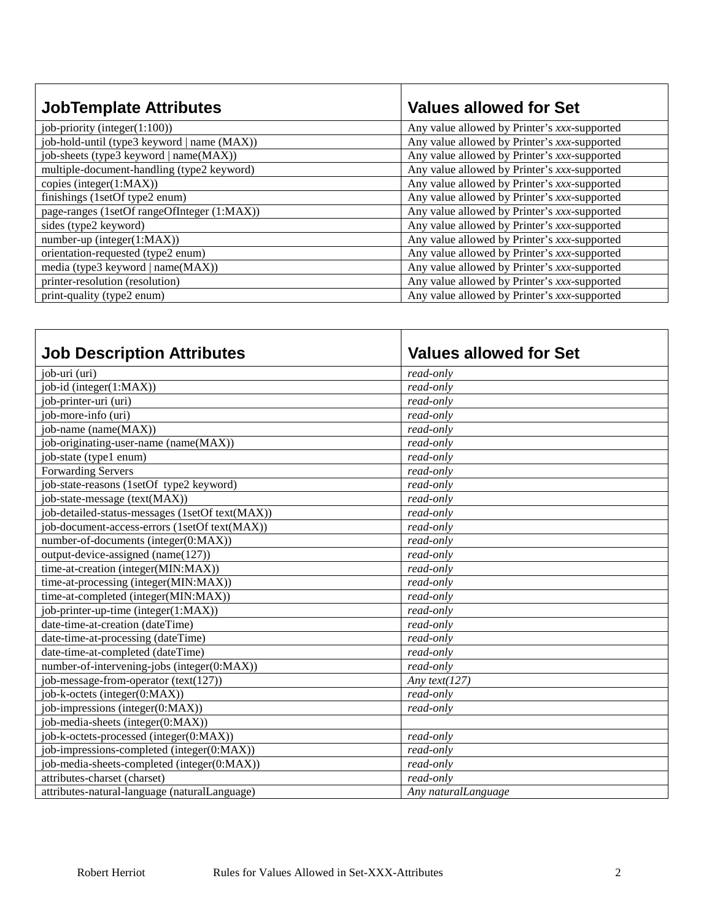| JobTemplate Attributes | Values allowed for Set |
|---|---|
| job-priority (integer(1:100)) | Any value allowed by Printer's *xxx*-supported |
| job-hold-until (type3 keyword \| name (MAX)) | Any value allowed by Printer's *xxx*-supported |
| job-sheets (type3 keyword \| name(MAX)) | Any value allowed by Printer's *xxx*-supported |
| multiple-document-handling (type2 keyword) | Any value allowed by Printer's *xxx*-supported |
| copies (integer(1:MAX)) | Any value allowed by Printer's *xxx*-supported |
| finishings (1setOf type2 enum) | Any value allowed by Printer's *xxx*-supported |
| page-ranges (1setOf rangeOfInteger (1:MAX)) | Any value allowed by Printer's *xxx*-supported |
| sides (type2 keyword) | Any value allowed by Printer's *xxx*-supported |
| number-up (integer(1:MAX)) | Any value allowed by Printer's *xxx*-supported |
| orientation-requested (type2 enum) | Any value allowed by Printer's *xxx*-supported |
| media (type3 keyword \| name(MAX)) | Any value allowed by Printer's *xxx*-supported |
| printer-resolution (resolution) | Any value allowed by Printer's *xxx*-supported |
| print-quality (type2 enum) | Any value allowed by Printer's *xxx*-supported |

| Job Description Attributes | Values allowed for Set |
|---|---|
| job-uri (uri) | *read-only* |
| job-id (integer(1:MAX)) | *read-only* |
| job-printer-uri (uri) | *read-only* |
| job-more-info (uri) | *read-only* |
| job-name (name(MAX)) | *read-only* |
| job-originating-user-name (name(MAX)) | *read-only* |
| job-state (type1 enum) | *read-only* |
| Forwarding Servers | *read-only* |
| job-state-reasons (1setOf type2 keyword) | *read-only* |
| job-state-message (text(MAX)) | *read-only* |
| job-detailed-status-messages (1setOf text(MAX)) | *read-only* |
| job-document-access-errors (1setOf text(MAX)) | *read-only* |
| number-of-documents (integer(0:MAX)) | *read-only* |
| output-device-assigned (name(127)) | *read-only* |
| time-at-creation (integer(MIN:MAX)) | *read-only* |
| time-at-processing (integer(MIN:MAX)) | *read-only* |
| time-at-completed (integer(MIN:MAX)) | *read-only* |
| job-printer-up-time (integer(1:MAX)) | *read-only* |
| date-time-at-creation (dateTime) | *read-only* |
| date-time-at-processing (dateTime) | *read-only* |
| date-time-at-completed (dateTime) | *read-only* |
| number-of-intervening-jobs (integer(0:MAX)) | *read-only* |
| job-message-from-operator (text(127)) | *Any text(127)* |
| job-k-octets (integer(0:MAX)) | *read-only* |
| job-impressions (integer(0:MAX)) | *read-only* |
| job-media-sheets (integer(0:MAX)) | |
| job-k-octets-processed (integer(0:MAX)) | *read-only* |
| job-impressions-completed (integer(0:MAX)) | *read-only* |
| job-media-sheets-completed (integer(0:MAX)) | *read-only* |
| attributes-charset (charset) | *read-only* |
| attributes-natural-language (naturalLanguage) | *Any naturalLanguage* |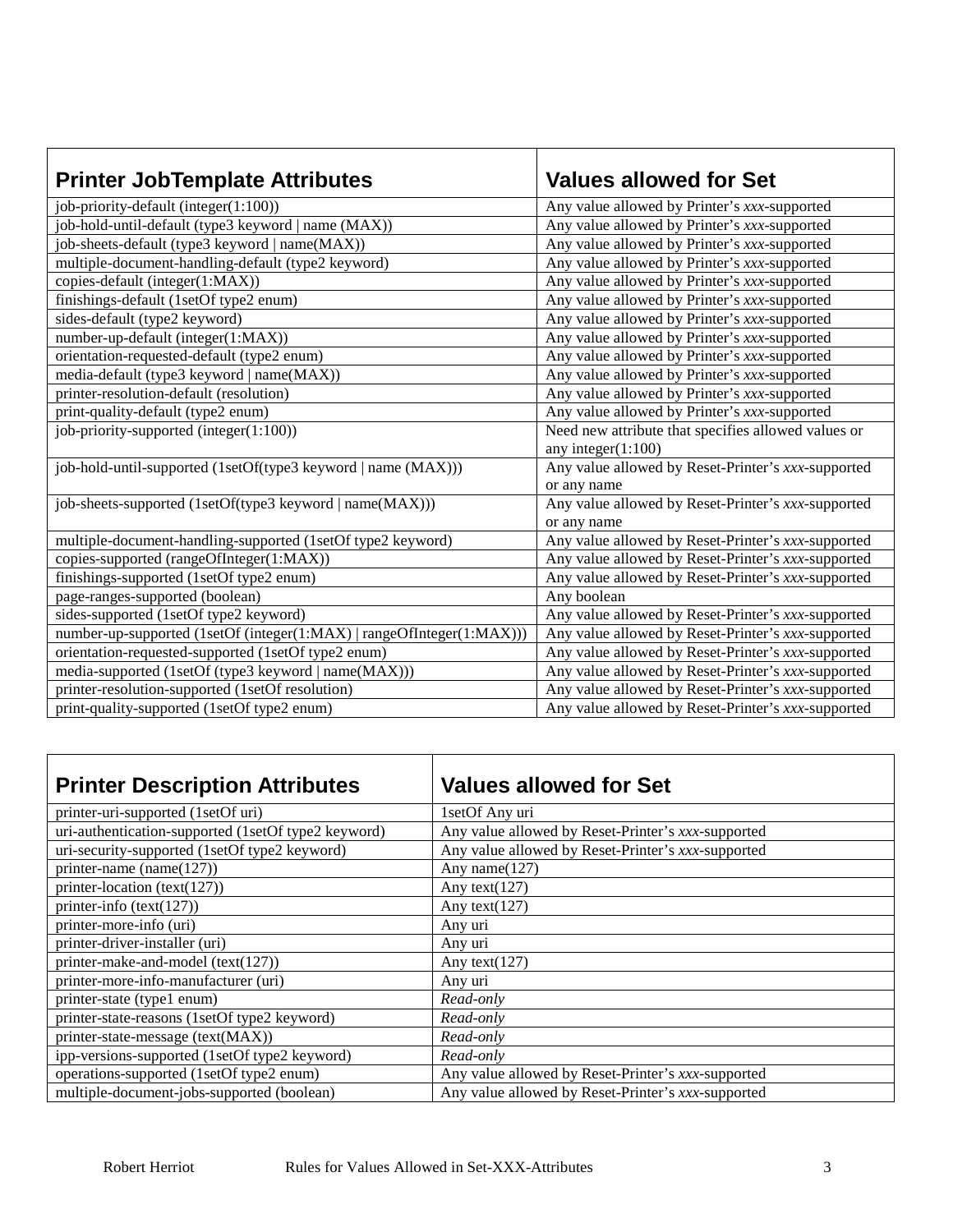| Printer JobTemplate Attributes | Values allowed for Set |
|---|---|
| job-priority-default (integer(1:100)) | Any value allowed by Printer's *xxx*-supported |
| job-hold-until-default (type3 keyword \| name (MAX)) | Any value allowed by Printer's *xxx*-supported |
| job-sheets-default (type3 keyword \| name(MAX)) | Any value allowed by Printer's *xxx*-supported |
| multiple-document-handling-default (type2 keyword) | Any value allowed by Printer's *xxx*-supported |
| copies-default (integer(1:MAX)) | Any value allowed by Printer's *xxx*-supported |
| finishings-default (1setOf type2 enum) | Any value allowed by Printer's *xxx*-supported |
| sides-default (type2 keyword) | Any value allowed by Printer's *xxx*-supported |
| number-up-default (integer(1:MAX)) | Any value allowed by Printer's *xxx*-supported |
| orientation-requested-default (type2 enum) | Any value allowed by Printer's *xxx*-supported |
| media-default (type3 keyword \| name(MAX)) | Any value allowed by Printer's *xxx*-supported |
| printer-resolution-default (resolution) | Any value allowed by Printer's *xxx*-supported |
| print-quality-default (type2 enum) | Any value allowed by Printer's *xxx*-supported |
| job-priority-supported (integer(1:100)) | Need new attribute that specifies allowed values or any integer(1:100) |
| job-hold-until-supported (1setOf(type3 keyword \| name (MAX))) | Any value allowed by Reset-Printer's *xxx*-supported or any name |
| job-sheets-supported (1setOf(type3 keyword \| name(MAX))) | Any value allowed by Reset-Printer's *xxx*-supported or any name |
| multiple-document-handling-supported (1setOf type2 keyword) | Any value allowed by Reset-Printer's *xxx*-supported |
| copies-supported (rangeOfInteger(1:MAX)) | Any value allowed by Reset-Printer's *xxx*-supported |
| finishings-supported (1setOf type2 enum) | Any value allowed by Reset-Printer's *xxx*-supported |
| page-ranges-supported (boolean) | Any boolean |
| sides-supported (1setOf type2 keyword) | Any value allowed by Reset-Printer's *xxx*-supported |
| number-up-supported (1setOf (integer(1:MAX) \| rangeOfInteger(1:MAX))) | Any value allowed by Reset-Printer's *xxx*-supported |
| orientation-requested-supported (1setOf type2 enum) | Any value allowed by Reset-Printer's *xxx*-supported |
| media-supported (1setOf (type3 keyword \| name(MAX))) | Any value allowed by Reset-Printer's *xxx*-supported |
| printer-resolution-supported (1setOf resolution) | Any value allowed by Reset-Printer's *xxx*-supported |
| print-quality-supported (1setOf type2 enum) | Any value allowed by Reset-Printer's *xxx*-supported |

| Printer Description Attributes | Values allowed for Set |
|---|---|
| printer-uri-supported (1setOf uri) | 1setOf Any uri |
| uri-authentication-supported (1setOf type2 keyword) | Any value allowed by Reset-Printer's *xxx*-supported |
| uri-security-supported (1setOf type2 keyword) | Any value allowed by Reset-Printer's *xxx*-supported |
| printer-name (name(127)) | Any name(127) |
| printer-location (text(127)) | Any text(127) |
| printer-info (text(127)) | Any text(127) |
| printer-more-info (uri) | Any uri |
| printer-driver-installer (uri) | Any uri |
| printer-make-and-model (text(127)) | Any text(127) |
| printer-more-info-manufacturer (uri) | Any uri |
| printer-state (type1 enum) | *Read-only* |
| printer-state-reasons (1setOf type2 keyword) | *Read-only* |
| printer-state-message (text(MAX)) | *Read-only* |
| ipp-versions-supported (1setOf type2 keyword) | *Read-only* |
| operations-supported (1setOf type2 enum) | Any value allowed by Reset-Printer's *xxx*-supported |
| multiple-document-jobs-supported (boolean) | Any value allowed by Reset-Printer's *xxx*-supported |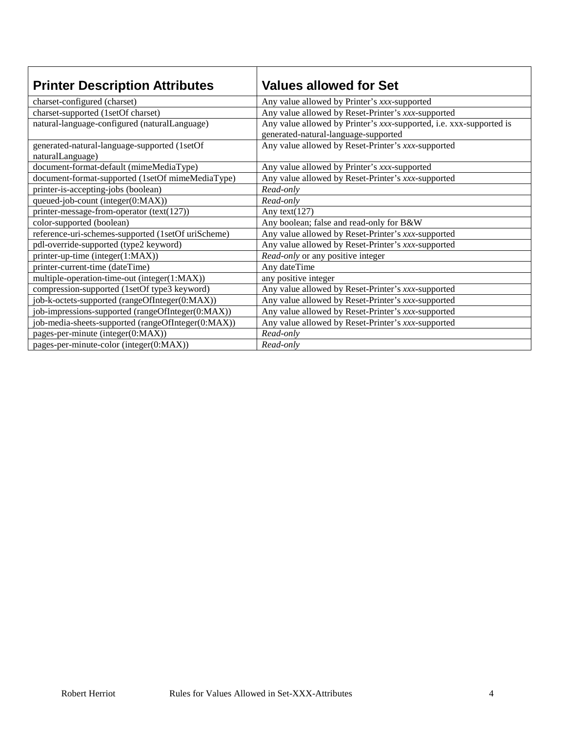| **Printer Description Attributes** | **Values allowed for Set** |
|---|---|
| charset-configured (charset) | Any value allowed by Printer's *xxx*-supported |
| charset-supported (1setOf charset) | Any value allowed by Reset-Printer's *xxx*-supported |
| natural-language-configured (naturalLanguage) | Any value allowed by Printer's *xxx*-supported, i.e. xxx-supported is generated-natural-language-supported |
| generated-natural-language-supported (1setOf naturalLanguage) | Any value allowed by Reset-Printer's *xxx*-supported |
| document-format-default (mimeMediaType) | Any value allowed by Printer's *xxx*-supported |
| document-format-supported (1setOf mimeMediaType) | Any value allowed by Reset-Printer's *xxx*-supported |
| printer-is-accepting-jobs (boolean) | *Read-only* |
| queued-job-count (integer(0:MAX)) | *Read-only* |
| printer-message-from-operator (text(127)) | Any text(127) |
| color-supported (boolean) | Any boolean; false and read-only for B&W |
| reference-uri-schemes-supported (1setOf uriScheme) | Any value allowed by Reset-Printer's *xxx*-supported |
| pdl-override-supported (type2 keyword) | Any value allowed by Reset-Printer's *xxx*-supported |
| printer-up-time (integer(1:MAX)) | *Read-only* or any positive integer |
| printer-current-time (dateTime) | Any dateTime |
| multiple-operation-time-out (integer(1:MAX)) | any positive integer |
| compression-supported (1setOf type3 keyword) | Any value allowed by Reset-Printer's *xxx*-supported |
| job-k-octets-supported (rangeOfInteger(0:MAX)) | Any value allowed by Reset-Printer's *xxx*-supported |
| job-impressions-supported (rangeOfInteger(0:MAX)) | Any value allowed by Reset-Printer's *xxx*-supported |
| job-media-sheets-supported (rangeOfInteger(0:MAX)) | Any value allowed by Reset-Printer's *xxx*-supported |
| pages-per-minute (integer(0:MAX)) | *Read-only* |
| pages-per-minute-color (integer(0:MAX)) | *Read-only* |